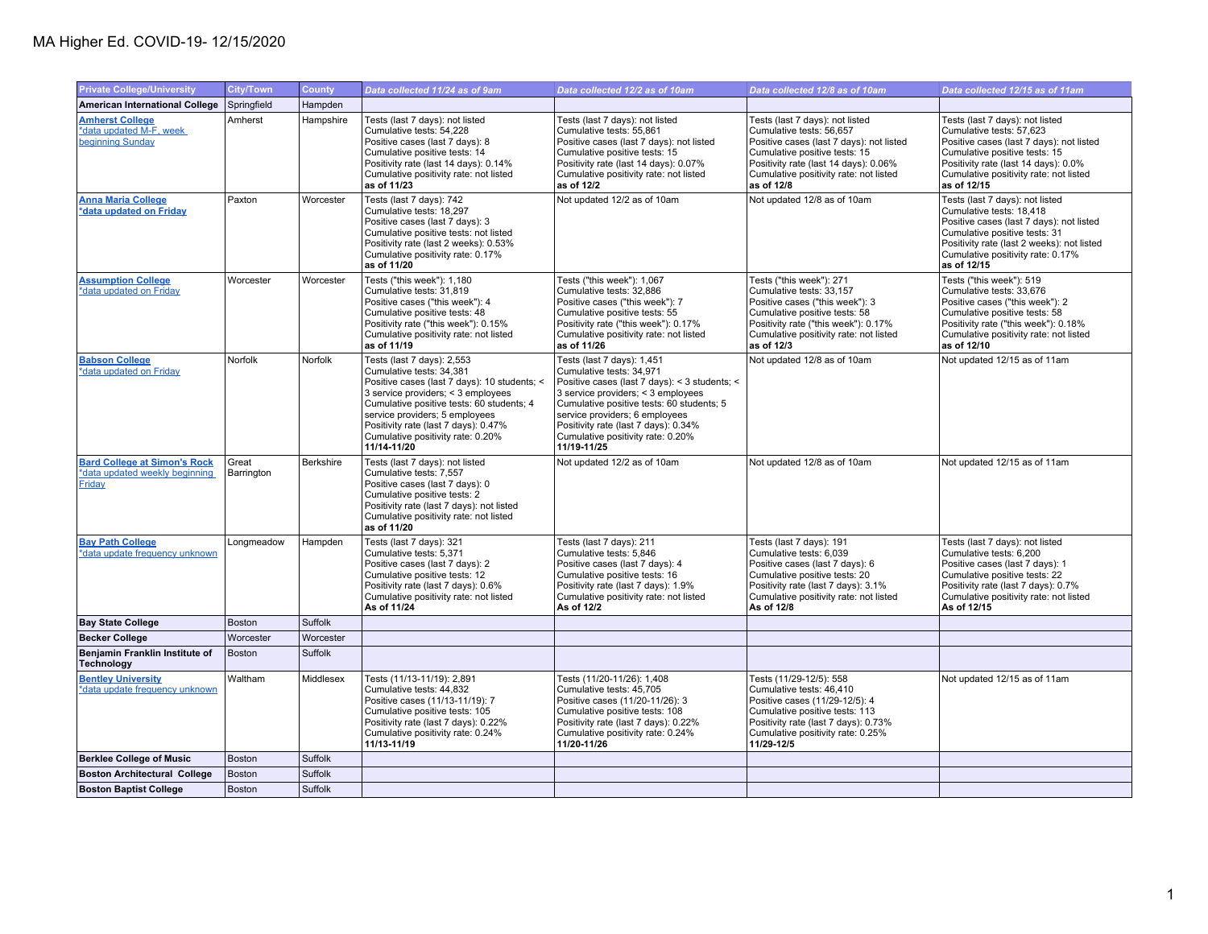# MA Higher Ed. COVID-19- 12/15/2020

| Private College/University | City/Town | County | Data collected 11/24 as of 9am | Data collected 12/2 as of 10am | Data collected 12/8 as of 10am | Data collected 12/15 as of 11am |
|---|---|---|---|---|---|---|
| **American International College** | Springfield | Hampden | | | | |
| **Amherst College** *data updated M-F, week beginning Sunday | Amherst | Hampshire | Tests (last 7 days): not listed<br>Cumulative tests: 54,228<br>Positive cases (last 7 days): 8<br>Cumulative positive tests: 14<br>Positivity rate (last 14 days): 0.14%<br>Cumulative positivity rate: not listed<br>**as of 11/23** | Tests (last 7 days): not listed<br>Cumulative tests: 55,861<br>Positive cases (last 7 days): not listed<br>Cumulative positive tests: 15<br>Positivity rate (last 14 days): 0.07%<br>Cumulative positivity rate: not listed<br>**as of 12/2** | Tests (last 7 days): not listed<br>Cumulative tests: 56,657<br>Positive cases (last 7 days): not listed<br>Cumulative positive tests: 15<br>Positivity rate (last 14 days): 0.06%<br>Cumulative positivity rate: not listed<br>**as of 12/8** | Tests (last 7 days): not listed<br>Cumulative tests: 57,623<br>Positive cases (last 7 days): not listed<br>Cumulative positive tests: 15<br>Positivity rate (last 14 days): 0.0%<br>Cumulative positivity rate: not listed<br>**as of 12/15** |
| **Anna Maria College** ***data updated on Friday** | Paxton | Worcester | Tests (last 7 days): 742<br>Cumulative tests: 18,297<br>Positive cases (last 7 days): 3<br>Cumulative positive tests: not listed<br>Positivity rate (last 2 weeks): 0.53%<br>Cumulative positivity rate: 0.17%<br>**as of 11/20** | Not updated 12/2 as of 10am | Not updated 12/8 as of 10am | Tests (last 7 days): not listed<br>Cumulative tests: 18,418<br>Positive cases (last 7 days): not listed<br>Cumulative positive tests: 31<br>Positivity rate (last 2 weeks): not listed<br>Cumulative positivity rate: 0.17%<br>**as of 12/15** |
| **Assumption College** *data updated on Friday | Worcester | Worcester | Tests ("this week"): 1,180<br>Cumulative tests: 31,819<br>Positive cases ("this week"): 4<br>Cumulative positive tests: 48<br>Positivity rate ("this week"): 0.15%<br>Cumulative positivity rate: not listed<br>**as of 11/19** | Tests ("this week"): 1,067<br>Cumulative tests: 32,886<br>Positive cases ("this week"): 7<br>Cumulative positive tests: 55<br>Positivity rate ("this week"): 0.17%<br>Cumulative positivity rate: not listed<br>**as of 11/26** | Tests ("this week"): 271<br>Cumulative tests: 33,157<br>Positive cases ("this week"): 3<br>Cumulative positive tests: 58<br>Positivity rate ("this week"): 0.17%<br>Cumulative positivity rate: not listed<br>**as of 12/3** | Tests ("this week"): 519<br>Cumulative tests: 33,676<br>Positive cases ("this week"): 2<br>Cumulative positive tests: 58<br>Positivity rate ("this week"): 0.18%<br>Cumulative positivity rate: not listed<br>**as of 12/10** |
| **Babson College** *data updated on Friday | Norfolk | Norfolk | Tests (last 7 days): 2,553<br>Cumulative tests: 34,381<br>Positive cases (last 7 days): 10 students; < 3 service providers; < 3 employees<br>Cumulative positive tests: 60 students; 4 service providers; 5 employees<br>Positivity rate (last 7 days): 0.47%<br>Cumulative positivity rate: 0.20%<br>**11/14-11/20** | Tests (last 7 days): 1,451<br>Cumulative tests: 34,971<br>Positive cases (last 7 days): < 3 students; < 3 service providers; < 3 employees<br>Cumulative positive tests: 60 students; 5 service providers; 6 employees<br>Positivity rate (last 7 days): 0.34%<br>Cumulative positivity rate: 0.20%<br>**11/19-11/25** | Not updated 12/8 as of 10am | Not updated 12/15 as of 11am |
| **Bard College at Simon's Rock** *data updated weekly beginning Friday | Great Barrington | Berkshire | Tests (last 7 days): not listed<br>Cumulative tests: 7,557<br>Positive cases (last 7 days): 0<br>Cumulative positive tests: 2<br>Positivity rate (last 7 days): not listed<br>Cumulative positivity rate: not listed<br>**as of 11/20** | Not updated 12/2 as of 10am | Not updated 12/8 as of 10am | Not updated 12/15 as of 11am |
| **Bay Path College** *data update frequency unknown | Longmeadow | Hampden | Tests (last 7 days): 321<br>Cumulative tests: 5,371<br>Positive cases (last 7 days): 2<br>Cumulative positive tests: 12<br>Positivity rate (last 7 days): 0.6%<br>Cumulative positivity rate: not listed<br>**As of 11/24** | Tests (last 7 days): 211<br>Cumulative tests: 5,846<br>Positive cases (last 7 days): 4<br>Cumulative positive tests: 16<br>Positivity rate (last 7 days): 1.9%<br>Cumulative positivity rate: not listed<br>**As of 12/2** | Tests (last 7 days): 191<br>Cumulative tests: 6,039<br>Positive cases (last 7 days): 6<br>Cumulative positive tests: 20<br>Positivity rate (last 7 days): 3.1%<br>Cumulative positivity rate: not listed<br>**As of 12/8** | Tests (last 7 days): not listed<br>Cumulative tests: 6,200<br>Positive cases (last 7 days): 1<br>Cumulative positive tests: 22<br>Positivity rate (last 7 days): 0.7%<br>Cumulative positivity rate: not listed<br>**As of 12/15** |
| **Bay State College** | Boston | Suffolk | | | | |
| **Becker College** | Worcester | Worcester | | | | |
| **Benjamin Franklin Institute of Technology** | Boston | Suffolk | | | | |
| **Bentley University** *data update frequency unknown | Waltham | Middlesex | Tests (11/13-11/19): 2,891<br>Cumulative tests: 44,832<br>Positive cases (11/13-11/19): 7<br>Cumulative positive tests: 105<br>Positivity rate (last 7 days): 0.22%<br>Cumulative positivity rate: 0.24%<br>**11/13-11/19** | Tests (11/20-11/26): 1,408<br>Cumulative tests: 45,705<br>Positive cases (11/20-11/26): 3<br>Cumulative positive tests: 108<br>Positivity rate (last 7 days): 0.22%<br>Cumulative positivity rate: 0.24%<br>**11/20-11/26** | Tests (11/29-12/5): 558<br>Cumulative tests: 46,410<br>Positive cases (11/29-12/5): 4<br>Cumulative positive tests: 113<br>Positivity rate (last 7 days): 0.73%<br>Cumulative positivity rate: 0.25%<br>**11/29-12/5** | Not updated 12/15 as of 11am |
| **Berklee College of Music** | Boston | Suffolk | | | | |
| **Boston Architectural College** | Boston | Suffolk | | | | |
| **Boston Baptist College** | Boston | Suffolk | | | | |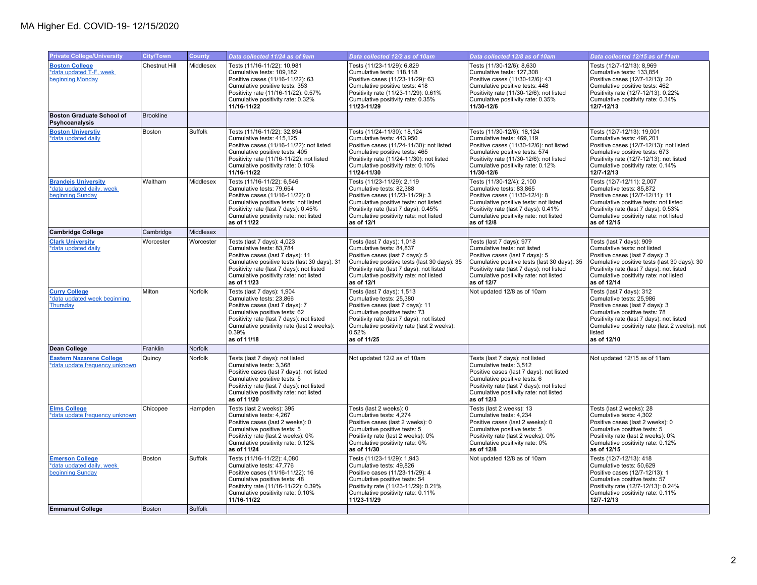# MA Higher Ed. COVID-19- 12/15/2020

| Private College/University | City/Town | County | Data collected 11/24 as of 9am | Data collected 12/2 as of 10am | Data collected 12/8 as of 10am | Data collected 12/15 as of 11am |
|---|---|---|---|---|---|---|
| **Boston College** *data updated T-F, week beginning Monday | Chestnut Hill | Middlesex | Tests (11/16-11/22): 10,981<br>Cumulative tests: 109,182<br>Positive cases (11/16-11/22): 63<br>Cumulative positive tests: 353<br>Positivity rate (11/16-11/22): 0.57%<br>Cumulative positivity rate: 0.32%<br>**11/16-11/22** | Tests (11/23-11/29): 6,829<br>Cumulative tests: 118,118<br>Positive cases (11/23-11/29): 63<br>Cumulative positive tests: 418<br>Positivity rate (11/23-11/29): 0.61%<br>Cumulative positivity rate: 0.35%<br>**11/23-11/29** | Tests (11/30-12/6): 8,630<br>Cumulative tests: 127,308<br>Positive cases (11/30-12/6): 43<br>Cumulative positive tests: 448<br>Positivity rate (11/30-12/6): not listed<br>Cumulative positivity rate: 0.35%<br>**11/30-12/6** | Tests (12/7-12/13): 8,969<br>Cumulative tests: 133,854<br>Positive cases (12/7-12/13): 20<br>Cumulative positive tests: 462<br>Positivity rate (12/7-12/13): 0.22%<br>Cumulative positivity rate: 0.34%<br>**12/7-12/13** |
| **Boston Graduate School of Psyhcoanalysis** | Brookline | | | | | |
| **Boston Universtiy** *data updated daily | Boston | Suffolk | Tests (11/16-11/22): 32,894<br>Cumulative tests: 415,125<br>Positive cases (11/16-11/22): not listed<br>Cumulative positive tests: 405<br>Positivity rate (11/16-11/22): not listed<br>Cumulative positivity rate: 0.10%<br>**11/16-11/22** | Tests (11/24-11/30): 18,124<br>Cumulative tests: 443,950<br>Positive cases (11/24-11/30): not listed<br>Cumulative positive tests: 465<br>Positivity rate (11/24-11/30): not listed<br>Cumulative positivity rate: 0.10%<br>**11/24-11/30** | Tests (11/30-12/6): 18,124<br>Cumulative tests: 469,119<br>Positive cases (11/30-12/6): not listed<br>Cumulative positive tests: 574<br>Positivity rate (11/30-12/6): not listed<br>Cumulative positivity rate: 0.12%<br>**11/30-12/6** | Tests (12/7-12/13): 19,001<br>Cumulative tests: 496,201<br>Positive cases (12/7-12/13): not listed<br>Cumulative positive tests: 673<br>Positivity rate (12/7-12/13): not listed<br>Cumulative positivity rate: 0.14%<br>**12/7-12/13** |
| **Brandeis University** *data updated daily, week beginning Sunday | Waltham | Middlesex | Tests (11/16-11/22): 6,546<br>Cumulative tests: 79,654<br>Positive cases (11/16-11/22): 0<br>Cumulative positive tests: not listed<br>Positivity rate (last 7 days): 0.45%<br>Cumulative positivity rate: not listed<br>**as of 11/22** | Tests (11/23-11/29): 2,119<br>Cumulative tests: 82,388<br>Positive cases (11/23-11/29): 3<br>Cumulative positive tests: not listed<br>Positivity rate (last 7 days): 0.45%<br>Cumulative positivity rate: not listed<br>**as of 12/1** | Tests (11/30-12/4): 2,100<br>Cumulative tests: 83,865<br>Positive cases (11/30-12/4): 8<br>Cumulative positive tests: not listed<br>Positivity rate (last 7 days): 0.41%<br>Cumulative positivity rate: not listed<br>**as of 12/8** | Tests (12/7-12/11): 2,007<br>Cumulative tests: 85,872<br>Positive cases (12/7-12/11): 11<br>Cumulative positive tests: not listed<br>Positivity rate (last 7 days): 0.53%<br>Cumulative positivity rate: not listed<br>**as of 12/15** |
| **Cambridge College** | Cambridge | Middlesex | | | | |
| **Clark University** *data updated daily | Worcester | Worcester | Tests (last 7 days): 4,023<br>Cumulative tests: 83,784<br>Positive cases (last 7 days): 11<br>Cumulative positive tests (last 30 days): 31<br>Positivity rate (last 7 days): not listed<br>Cumulative positivity rate: not listed<br>**as of 11/23** | Tests (last 7 days): 1,018<br>Cumulative tests: 84,837<br>Positive cases (last 7 days): 5<br>Cumulative positive tests (last 30 days): 35<br>Positivity rate (last 7 days): not listed<br>Cumulative positivity rate: not listed<br>**as of 12/1** | Tests (last 7 days): 977<br>Cumulative tests: not listed<br>Positive cases (last 7 days): 5<br>Cumulative positive tests (last 30 days): 35<br>Positivity rate (last 7 days): not listed<br>Cumulative positivity rate: not listed<br>**as of 12/7** | Tests (last 7 days): 909<br>Cumulative tests: not listed<br>Positive cases (last 7 days): 3<br>Cumulative positive tests (last 30 days): 30<br>Positivity rate (last 7 days): not listed<br>Cumulative positivity rate: not listed<br>**as of 12/14** |
| **Curry College** *data updated week beginning Thursday | Milton | Norfolk | Tests (last 7 days): 1,904<br>Cumulative tests: 23,866<br>Positive cases (last 7 days): 7<br>Cumulative positive tests: 62<br>Positivity rate (last 7 days): not listed<br>Cumulative positivity rate (last 2 weeks): 0.39%<br>**as of 11/18** | Tests (last 7 days): 1,513<br>Cumulative tests: 25,380<br>Positive cases (last 7 days): 11<br>Cumulative positive tests: 73<br>Positivity rate (last 7 days): not listed<br>Cumulative positivity rate (last 2 weeks): 0.52%<br>**as of 11/25** | Not updated 12/8 as of 10am | Tests (last 7 days): 312<br>Cumulative tests: 25,986<br>Positive cases (last 7 days): 3<br>Cumulative positive tests: 78<br>Positivity rate (last 7 days): not listed<br>Cumulative positivity rate (last 2 weeks): not listed<br>**as of 12/10** |
| **Dean College** | Franklin | Norfolk | | | | |
| **Eastern Nazarene College** *data update frequency unknown | Quincy | Norfolk | Tests (last 7 days): not listed<br>Cumulative tests: 3,368<br>Positive cases (last 7 days): not listed<br>Cumulative positive tests: 5<br>Positivity rate (last 7 days): not listed<br>Cumulative positivity rate: not listed<br>**as of 11/20** | Not updated 12/2 as of 10am | Tests (last 7 days): not listed<br>Cumulative tests: 3,512<br>Positive cases (last 7 days): not listed<br>Cumulative positive tests: 6<br>Positivity rate (last 7 days): not listed<br>Cumulative positivity rate: not listed<br>**as of 12/3** | Not updated 12/15 as of 11am |
| **Elms College** *data update frequency unknown | Chicopee | Hampden | Tests (last 2 weeks): 395<br>Cumulative tests: 4,267<br>Positive cases (last 2 weeks): 0<br>Cumulative positive tests: 5<br>Positivity rate (last 2 weeks): 0%<br>Cumulative positivity rate: 0.12%<br>**as of 11/24** | Tests (last 2 weeks): 0<br>Cumulative tests: 4,274<br>Positive cases (last 2 weeks): 0<br>Cumulative positive tests: 5<br>Positivity rate (last 2 weeks): 0%<br>Cumulative positivity rate: 0%<br>**as of 11/30** | Tests (last 2 weeks): 13<br>Cumulative tests: 4,234<br>Positive cases (last 2 weeks): 0<br>Cumulative positive tests: 5<br>Positivity rate (last 2 weeks): 0%<br>Cumulative positivity rate: 0%<br>**as of 12/8** | Tests (last 2 weeks): 28<br>Cumulative tests: 4,302<br>Positive cases (last 2 weeks): 0<br>Cumulative positive tests: 5<br>Positivity rate (last 2 weeks): 0%<br>Cumulative positivity rate: 0.12%<br>**as of 12/15** |
| **Emerson College** *data updated daily, week beginning Sunday | Boston | Suffolk | Tests (11/16-11/22): 4,080<br>Cumulative tests: 47,776<br>Positive cases (11/16-11/22): 16<br>Cumulative positive tests: 48<br>Positivity rate (11/16-11/22): 0.39%<br>Cumulative positivity rate: 0.10%<br>**11/16-11/22** | Tests (11/23-11/29): 1,943<br>Cumulative tests: 49,826<br>Positive cases (11/23-11/29): 4<br>Cumulative positive tests: 54<br>Positivity rate (11/23-11/29): 0.21%<br>Cumulative positivity rate: 0.11%<br>**11/23-11/29** | Not updated 12/8 as of 10am | Tests (12/7-12/13): 418<br>Cumulative tests: 50,629<br>Positive cases (12/7-12/13): 1<br>Cumulative positive tests: 57<br>Positivity rate (12/7-12/13): 0.24%<br>Cumulative positivity rate: 0.11%<br>**12/7-12/13** |
| **Emmanuel College** | Boston | Suffolk | | | | |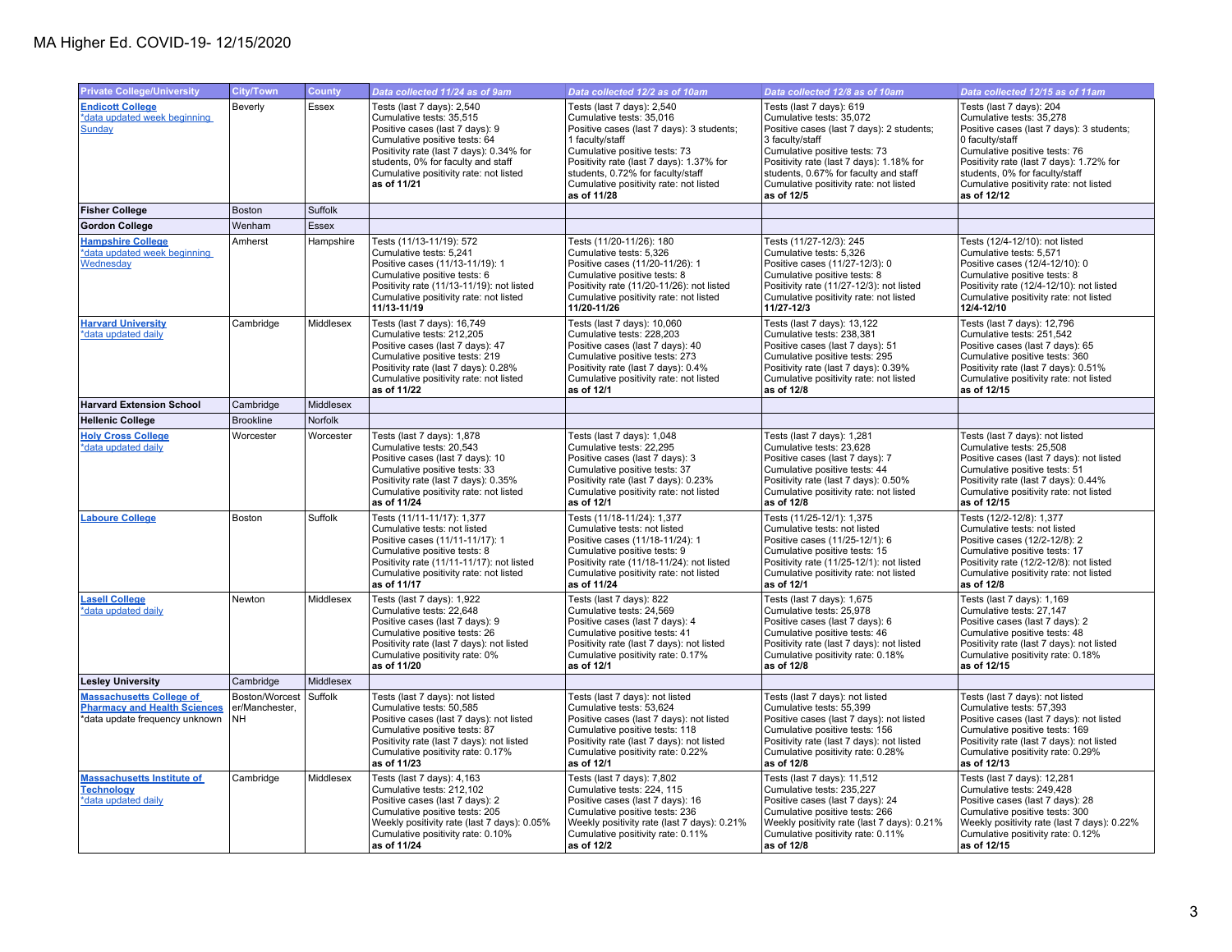# MA Higher Ed. COVID-19- 12/15/2020

| Private College/University | City/Town | County | Data collected 11/24 as of 9am | Data collected 12/2 as of 10am | Data collected 12/8 as of 10am | Data collected 12/15 as of 11am |
|---|---|---|---|---|---|---|
| **Endicott College** *data updated week beginning Sunday | Beverly | Essex | Tests (last 7 days): 2,540<br>Cumulative tests: 35,515<br>Positive cases (last 7 days): 9<br>Cumulative positive tests: 64<br>Positivity rate (last 7 days): 0.34% for students, 0% for faculty and staff<br>Cumulative positivity rate: not listed<br>**as of 11/21** | Tests (last 7 days): 2,540<br>Cumulative tests: 35,016<br>Positive cases (last 7 days): 3 students; 1 faculty/staff<br>Cumulative positive tests: 73<br>Positivity rate (last 7 days): 1.37% for students, 0.72% for faculty/staff<br>Cumulative positivity rate: not listed<br>**as of 11/28** | Tests (last 7 days): 619<br>Cumulative tests: 35,072<br>Positive cases (last 7 days): 2 students; 3 faculty/staff<br>Cumulative positive tests: 73<br>Positivity rate (last 7 days): 1.18% for students, 0.67% for faculty and staff<br>Cumulative positivity rate: not listed<br>**as of 12/5** | Tests (last 7 days): 204<br>Cumulative tests: 35,278<br>Positive cases (last 7 days): 3 students; 0 faculty/staff<br>Cumulative positive tests: 76<br>Positivity rate (last 7 days): 1.72% for students, 0% for faculty/staff<br>Cumulative positivity rate: not listed<br>**as of 12/12** |
| **Fisher College** | Boston | Suffolk | | | | |
| **Gordon College** | Wenham | Essex | | | | |
| **Hampshire College** *data updated week beginning Wednesday | Amherst | Hampshire | Tests (11/13-11/19): 572<br>Cumulative tests: 5,241<br>Positive cases (11/13-11/19): 1<br>Cumulative positive tests: 6<br>Positivity rate (11/13-11/19): not listed<br>Cumulative positivity rate: not listed<br>**11/13-11/19** | Tests (11/20-11/26): 180<br>Cumulative tests: 5,326<br>Positive cases (11/20-11/26): 1<br>Cumulative positive tests: 8<br>Positivity rate (11/20-11/26): not listed<br>Cumulative positivity rate: not listed<br>**11/20-11/26** | Tests (11/27-12/3): 245<br>Cumulative tests: 5,326<br>Positive cases (11/27-12/3): 0<br>Cumulative positive tests: 8<br>Positivity rate (11/27-12/3): not listed<br>Cumulative positivity rate: not listed<br>**11/27-12/3** | Tests (12/4-12/10): not listed<br>Cumulative tests: 5,571<br>Positive cases (12/4-12/10): 0<br>Cumulative positive tests: 8<br>Positivity rate (12/4-12/10): not listed<br>Cumulative positivity rate: not listed<br>**12/4-12/10** |
| **Harvard University** *data updated daily | Cambridge | Middlesex | Tests (last 7 days): 16,749<br>Cumulative tests: 212,205<br>Positive cases (last 7 days): 47<br>Cumulative positive tests: 219<br>Positivity rate (last 7 days): 0.28%<br>Cumulative positivity rate: not listed<br>**as of 11/22** | Tests (last 7 days): 10,060<br>Cumulative tests: 228,203<br>Positive cases (last 7 days): 40<br>Cumulative positive tests: 273<br>Positivity rate (last 7 days): 0.4%<br>Cumulative positivity rate: not listed<br>**as of 12/1** | Tests (last 7 days): 13,122<br>Cumulative tests: 238,381<br>Positive cases (last 7 days): 51<br>Cumulative positive tests: 295<br>Positivity rate (last 7 days): 0.39%<br>Cumulative positivity rate: not listed<br>**as of 12/8** | Tests (last 7 days): 12,796<br>Cumulative tests: 251,542<br>Positive cases (last 7 days): 65<br>Cumulative positive tests: 360<br>Positivity rate (last 7 days): 0.51%<br>Cumulative positivity rate: not listed<br>**as of 12/15** |
| **Harvard Extension School** | Cambridge | Middlesex | | | | |
| **Hellenic College** | Brookline | Norfolk | | | | |
| **Holy Cross College** *data updated daily | Worcester | Worcester | Tests (last 7 days): 1,878<br>Cumulative tests: 20,543<br>Positive cases (last 7 days): 10<br>Cumulative positive tests: 33<br>Positivity rate (last 7 days): 0.35%<br>Cumulative positivity rate: not listed<br>**as of 11/24** | Tests (last 7 days): 1,048<br>Cumulative tests: 22,295<br>Positive cases (last 7 days): 3<br>Cumulative positive tests: 37<br>Positivity rate (last 7 days): 0.23%<br>Cumulative positivity rate: not listed<br>**as of 12/1** | Tests (last 7 days): 1,281<br>Cumulative tests: 23,628<br>Positive cases (last 7 days): 7<br>Cumulative positive tests: 44<br>Positivity rate (last 7 days): 0.50%<br>Cumulative positivity rate: not listed<br>**as of 12/8** | Tests (last 7 days): not listed<br>Cumulative tests: 25,508<br>Positive cases (last 7 days): not listed<br>Cumulative positive tests: 51<br>Positivity rate (last 7 days): 0.44%<br>Cumulative positivity rate: not listed<br>**as of 12/15** |
| **Laboure College** | Boston | Suffolk | Tests (11/11-11/17): 1,377<br>Cumulative tests: not listed<br>Positive cases (11/11-11/17): 1<br>Cumulative positive tests: 8<br>Positivity rate (11/11-11/17): not listed<br>Cumulative positivity rate: not listed<br>**as of 11/17** | Tests (11/18-11/24): 1,377<br>Cumulative tests: not listed<br>Positive cases (11/18-11/24): 1<br>Cumulative positive tests: 9<br>Positivity rate (11/18-11/24): not listed<br>Cumulative positivity rate: not listed<br>**as of 11/24** | Tests (11/25-12/1): 1,375<br>Cumulative tests: not listed<br>Positive cases (11/25-12/1): 6<br>Cumulative positive tests: 15<br>Positivity rate (11/25-12/1): not listed<br>Cumulative positivity rate: not listed<br>**as of 12/1** | Tests (12/2-12/8): 1,377<br>Cumulative tests: not listed<br>Positive cases (12/2-12/8): 2<br>Cumulative positive tests: 17<br>Positivity rate (12/2-12/8): not listed<br>Cumulative positivity rate: not listed<br>**as of 12/8** |
| **Lasell College** *data updated daily | Newton | Middlesex | Tests (last 7 days): 1,922<br>Cumulative tests: 22,648<br>Positive cases (last 7 days): 9<br>Cumulative positive tests: 26<br>Positivity rate (last 7 days): not listed<br>Cumulative positivity rate: 0%<br>**as of 11/20** | Tests (last 7 days): 822<br>Cumulative tests: 24,569<br>Positive cases (last 7 days): 4<br>Cumulative positive tests: 41<br>Positivity rate (last 7 days): not listed<br>Cumulative positivity rate: 0.17%<br>**as of 12/1** | Tests (last 7 days): 1,675<br>Cumulative tests: 25,978<br>Positive cases (last 7 days): 6<br>Cumulative positive tests: 46<br>Positivity rate (last 7 days): not listed<br>Cumulative positivity rate: 0.18%<br>**as of 12/8** | Tests (last 7 days): 1,169<br>Cumulative tests: 27,147<br>Positive cases (last 7 days): 2<br>Cumulative positive tests: 48<br>Positivity rate (last 7 days): not listed<br>Cumulative positivity rate: 0.18%<br>**as of 12/15** |
| **Lesley University** | Cambridge | Middlesex | | | | |
| **Massachusetts College of Pharmacy and Health Sciences** *data update frequency unknown | Boston/Worcester/Manchester, NH | Suffolk | Tests (last 7 days): not listed<br>Cumulative tests: 50,585<br>Positive cases (last 7 days): not listed<br>Cumulative positive tests: 87<br>Positivity rate (last 7 days): not listed<br>Cumulative positivity rate: 0.17%<br>**as of 11/23** | Tests (last 7 days): not listed<br>Cumulative tests: 53,624<br>Positive cases (last 7 days): not listed<br>Cumulative positive tests: 118<br>Positivity rate (last 7 days): not listed<br>Cumulative positivity rate: 0.22%<br>**as of 12/1** | Tests (last 7 days): not listed<br>Cumulative tests: 55,399<br>Positive cases (last 7 days): not listed<br>Cumulative positive tests: 156<br>Positivity rate (last 7 days): not listed<br>Cumulative positivity rate: 0.28%<br>**as of 12/8** | Tests (last 7 days): not listed<br>Cumulative tests: 57,393<br>Positive cases (last 7 days): not listed<br>Cumulative positive tests: 169<br>Positivity rate (last 7 days): not listed<br>Cumulative positivity rate: 0.29%<br>**as of 12/13** |
| **Massachusetts Institute of Technology** *data updated daily | Cambridge | Middlesex | Tests (last 7 days): 4,163<br>Cumulative tests: 212,102<br>Positive cases (last 7 days): 2<br>Cumulative positive tests: 205<br>Weekly positivity rate (last 7 days): 0.05%<br>Cumulative positivity rate: 0.10%<br>**as of 11/24** | Tests (last 7 days): 7,802<br>Cumulative tests: 224, 115<br>Positive cases (last 7 days): 16<br>Cumulative positive tests: 236<br>Weekly positivity rate (last 7 days): 0.21%<br>Cumulative positivity rate: 0.11%<br>**as of 12/2** | Tests (last 7 days): 11,512<br>Cumulative tests: 235,227<br>Positive cases (last 7 days): 24<br>Cumulative positive tests: 266<br>Weekly positivity rate (last 7 days): 0.21%<br>Cumulative positivity rate: 0.11%<br>**as of 12/8** | Tests (last 7 days): 12,281<br>Cumulative tests: 249,428<br>Positive cases (last 7 days): 28<br>Cumulative positive tests: 300<br>Weekly positivity rate (last 7 days): 0.22%<br>Cumulative positivity rate: 0.12%<br>**as of 12/15** |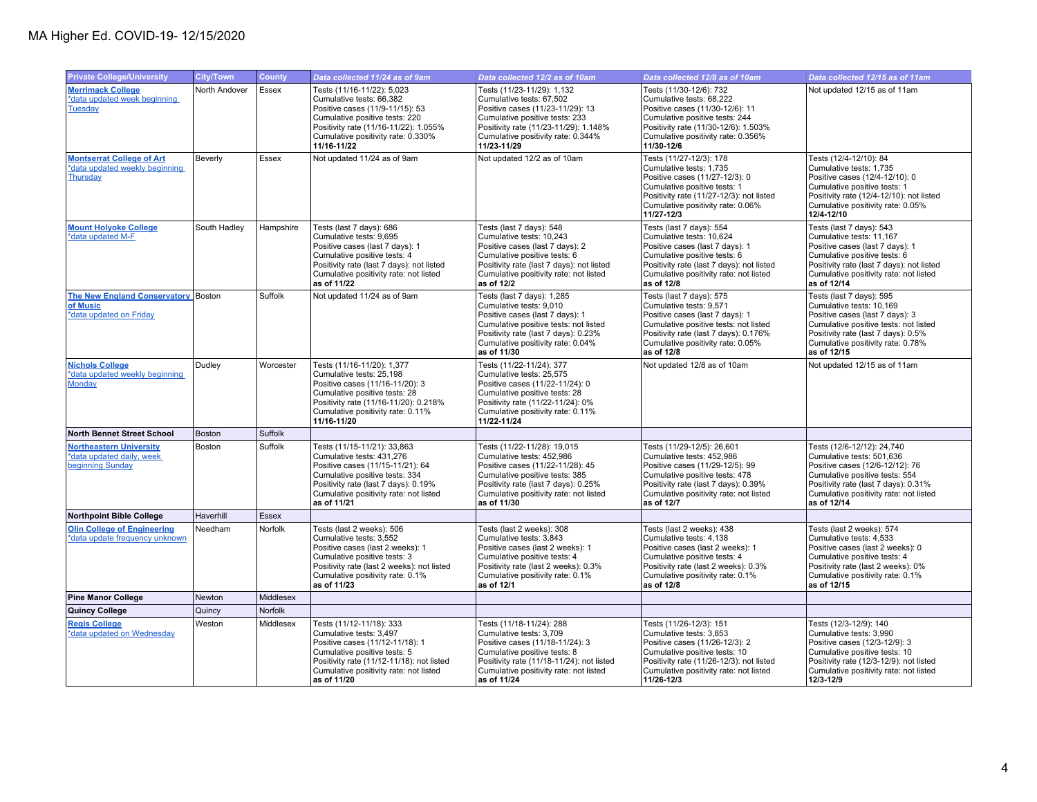# MA Higher Ed. COVID-19- 12/15/2020

| Private College/University | City/Town | County | Data collected 11/24 as of 9am | Data collected 12/2 as of 10am | Data collected 12/8 as of 10am | Data collected 12/15 as of 11am |
|---|---|---|---|---|---|---|
| **Merrimack College** *data updated week beginning Tuesday | North Andover | Essex | Tests (11/16-11/22): 5,023<br>Cumulative tests: 66,382<br>Positive cases (11/9-11/15): 53<br>Cumulative positive tests: 220<br>Positivity rate (11/16-11/22): 1.055%<br>Cumulative positivity rate: 0.330%<br>**11/16-11/22** | Tests (11/23-11/29): 1,132<br>Cumulative tests: 67,502<br>Positive cases (11/23-11/29): 13<br>Cumulative positive tests: 233<br>Positivity rate (11/23-11/29): 1.148%<br>Cumulative positivity rate: 0.344%<br>**11/23-11/29** | Tests (11/30-12/6): 732<br>Cumulative tests: 68,222<br>Positive cases (11/30-12/6): 11<br>Cumulative positive tests: 244<br>Positivity rate (11/30-12/6): 1.503%<br>Cumulative positivity rate: 0.356%<br>**11/30-12/6** | Not updated 12/15 as of 11am |
| **Montserrat College of Art** *data updated weekly beginning Thursday | Beverly | Essex | Not updated 11/24 as of 9am | Not updated 12/2 as of 10am | Tests (11/27-12/3): 178<br>Cumulative tests: 1,735<br>Positive cases (11/27-12/3): 0<br>Cumulative positive tests: 1<br>Positivity rate (11/27-12/3): not listed<br>Cumulative positivity rate: 0.06%<br>**11/27-12/3** | Tests (12/4-12/10): 84<br>Cumulative tests: 1,735<br>Positive cases (12/4-12/10): 0<br>Cumulative positive tests: 1<br>Positivity rate (12/4-12/10): not listed<br>Cumulative positivity rate: 0.05%<br>**12/4-12/10** |
| **Mount Holyoke College** *data updated M-F | South Hadley | Hampshire | Tests (last 7 days): 686<br>Cumulative tests: 9,695<br>Positive cases (last 7 days): 1<br>Cumulative positive tests: 4<br>Positivity rate (last 7 days): not listed<br>Cumulative positivity rate: not listed<br>**as of 11/22** | Tests (last 7 days): 548<br>Cumulative tests: 10,243<br>Positive cases (last 7 days): 2<br>Cumulative positive tests: 6<br>Positivity rate (last 7 days): not listed<br>Cumulative positivity rate: not listed<br>**as of 12/2** | Tests (last 7 days): 554<br>Cumulative tests: 10,624<br>Positive cases (last 7 days): 1<br>Cumulative positive tests: 6<br>Positivity rate (last 7 days): not listed<br>Cumulative positivity rate: not listed<br>**as of 12/8** | Tests (last 7 days): 543<br>Cumulative tests: 11,167<br>Positive cases (last 7 days): 1<br>Cumulative positive tests: 6<br>Positivity rate (last 7 days): not listed<br>Cumulative positivity rate: not listed<br>**as of 12/14** |
| **The New England Conservatory of Music** *data updated on Friday | Boston | Suffolk | Not updated 11/24 as of 9am | Tests (last 7 days): 1,285<br>Cumulative tests: 9,010<br>Positive cases (last 7 days): 1<br>Cumulative positive tests: not listed<br>Positivity rate (last 7 days): 0.23%<br>Cumulative positivity rate: 0.04%<br>**as of 11/30** | Tests (last 7 days): 575<br>Cumulative tests: 9,571<br>Positive cases (last 7 days): 1<br>Cumulative positive tests: not listed<br>Positivity rate (last 7 days): 0.176%<br>Cumulative positivity rate: 0.05%<br>**as of 12/8** | Tests (last 7 days): 595<br>Cumulative tests: 10,169<br>Positive cases (last 7 days): 3<br>Cumulative positive tests: not listed<br>Positivity rate (last 7 days): 0.5%<br>Cumulative positivity rate: 0.78%<br>**as of 12/15** |
| **Nichols College** *data updated weekly beginning Monday | Dudley | Worcester | Tests (11/16-11/20): 1,377<br>Cumulative tests: 25,198<br>Positive cases (11/16-11/20): 3<br>Cumulative positive tests: 28<br>Positivity rate (11/16-11/20): 0.218%<br>Cumulative positivity rate: 0.11%<br>**11/16-11/20** | Tests (11/22-11/24): 377<br>Cumulative tests: 25,575<br>Positive cases (11/22-11/24): 0<br>Cumulative positive tests: 28<br>Positivity rate (11/22-11/24): 0%<br>Cumulative positivity rate: 0.11%<br>**11/22-11/24** | Not updated 12/8 as of 10am | Not updated 12/15 as of 11am |
| **North Bennet Street School** | Boston | Suffolk | | | | |
| **Northeastern University** *data updated daily, week beginning Sunday | Boston | Suffolk | Tests (11/15-11/21): 33,863<br>Cumulative tests: 431,276<br>Positive cases (11/15-11/21): 64<br>Cumulative positive tests: 334<br>Positivity rate (last 7 days): 0.19%<br>Cumulative positivity rate: not listed<br>**as of 11/21** | Tests (11/22-11/28): 19,015<br>Cumulative tests: 452,986<br>Positive cases (11/22-11/28): 45<br>Cumulative positive tests: 385<br>Positivity rate (last 7 days): 0.25%<br>Cumulative positivity rate: not listed<br>**as of 11/30** | Tests (11/29-12/5): 26,601<br>Cumulative tests: 452,986<br>Positive cases (11/29-12/5): 99<br>Cumulative positive tests: 478<br>Positivity rate (last 7 days): 0.39%<br>Cumulative positivity rate: not listed<br>**as of 12/7** | Tests (12/6-12/12): 24,740<br>Cumulative tests: 501,636<br>Positive cases (12/6-12/12): 76<br>Cumulative positive tests: 554<br>Positivity rate (last 7 days): 0.31%<br>Cumulative positivity rate: not listed<br>**as of 12/14** |
| **Northpoint Bible College** | Haverhill | Essex | | | | |
| **Olin College of Engineering** *data update frequency unknown | Needham | Norfolk | Tests (last 2 weeks): 506<br>Cumulative tests: 3,552<br>Positive cases (last 2 weeks): 1<br>Cumulative positive tests: 3<br>Positivity rate (last 2 weeks): not listed<br>Cumulative positivity rate: 0.1%<br>**as of 11/23** | Tests (last 2 weeks): 308<br>Cumulative tests: 3,843<br>Positive cases (last 2 weeks): 1<br>Cumulative positive tests: 4<br>Positivity rate (last 2 weeks): 0.3%<br>Cumulative positivity rate: 0.1%<br>**as of 12/1** | Tests (last 2 weeks): 438<br>Cumulative tests: 4,138<br>Positive cases (last 2 weeks): 1<br>Cumulative positive tests: 4<br>Positivity rate (last 2 weeks): 0.3%<br>Cumulative positivity rate: 0.1%<br>**as of 12/8** | Tests (last 2 weeks): 574<br>Cumulative tests: 4,533<br>Positive cases (last 2 weeks): 0<br>Cumulative positive tests: 4<br>Positivity rate (last 2 weeks): 0%<br>Cumulative positivity rate: 0.1%<br>**as of 12/15** |
| **Pine Manor College** | Newton | Middlesex | | | | |
| **Quincy College** | Quincy | Norfolk | | | | |
| **Regis College** *data updated on Wednesday | Weston | Middlesex | Tests (11/12-11/18): 333<br>Cumulative tests: 3,497<br>Positive cases (11/12-11/18): 1<br>Cumulative positive tests: 5<br>Positivity rate (11/12-11/18): not listed<br>Cumulative positivity rate: not listed<br>**as of 11/20** | Tests (11/18-11/24): 288<br>Cumulative tests: 3,709<br>Positive cases (11/18-11/24): 3<br>Cumulative positive tests: 8<br>Positivity rate (11/18-11/24): not listed<br>Cumulative positivity rate: not listed<br>**as of 11/24** | Tests (11/26-12/3): 151<br>Cumulative tests: 3,853<br>Positive cases (11/26-12/3): 2<br>Cumulative positive tests: 10<br>Positivity rate (11/26-12/3): not listed<br>Cumulative positivity rate: not listed<br>**11/26-12/3** | Tests (12/3-12/9): 140<br>Cumulative tests: 3,990<br>Positive cases (12/3-12/9): 3<br>Cumulative positive tests: 10<br>Positivity rate (12/3-12/9): not listed<br>Cumulative positivity rate: not listed<br>**12/3-12/9** |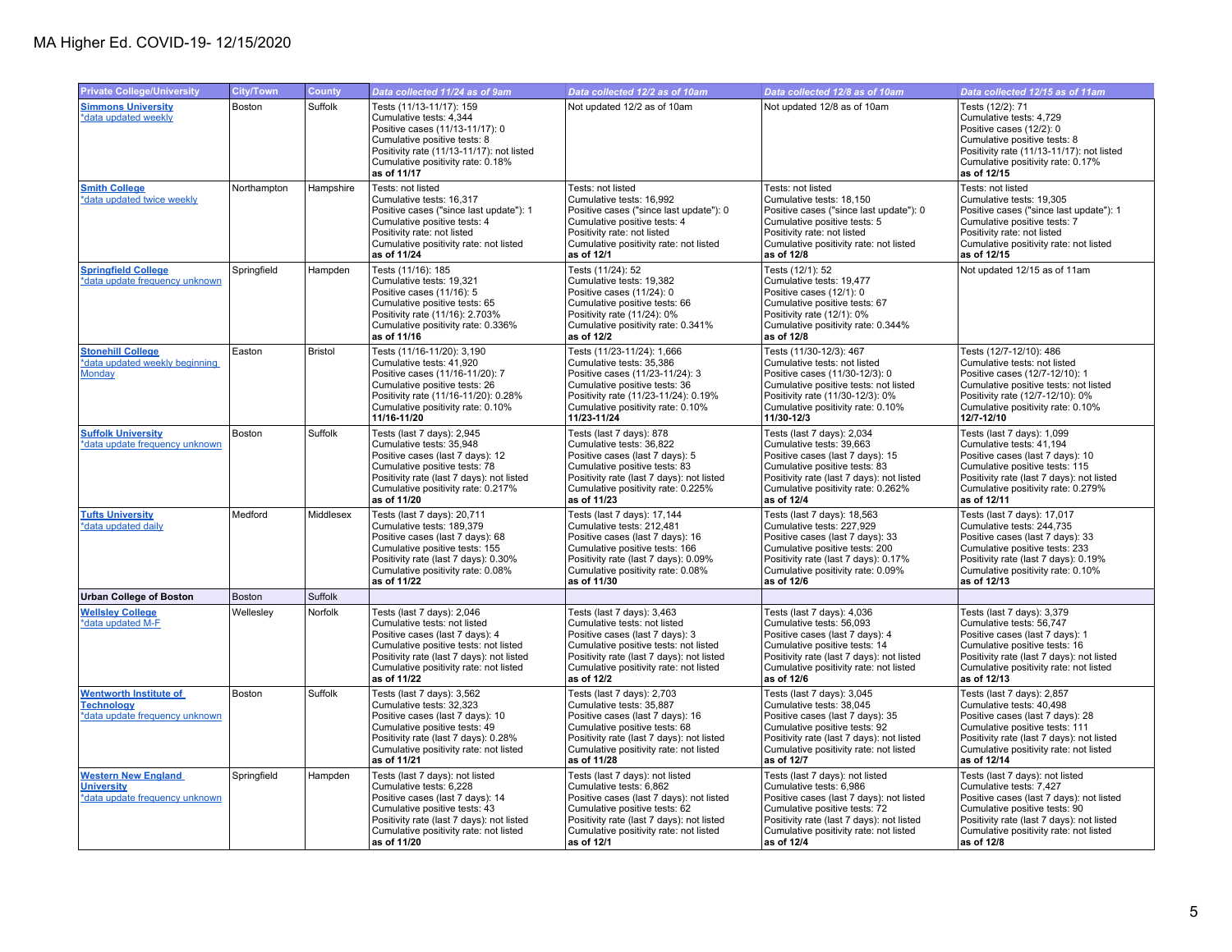# MA Higher Ed. COVID-19- 12/15/2020

| Private College/University | City/Town | County | Data collected 11/24 as of 9am | Data collected 12/2 as of 10am | Data collected 12/8 as of 10am | Data collected 12/15 as of 11am |
|---|---|---|---|---|---|---|
| **Simmons University**<br>*data updated weekly | Boston | Suffolk | Tests (11/13-11/17): 159<br>Cumulative tests: 4,344<br>Positive cases (11/13-11/17): 0<br>Cumulative positive tests: 8<br>Positivity rate (11/13-11/17): not listed<br>Cumulative positivity rate: 0.18%<br>**as of 11/17** | Not updated 12/2 as of 10am | Not updated 12/8 as of 10am | Tests (12/2): 71<br>Cumulative tests: 4,729<br>Positive cases (12/2): 0<br>Cumulative positive tests: 8<br>Positivity rate (11/13-11/17): not listed<br>Cumulative positivity rate: 0.17%<br>**as of 12/15** |
| **Smith College**<br>*data updated twice weekly | Northampton | Hampshire | Tests: not listed<br>Cumulative tests: 16,317<br>Positive cases ("since last update"): 1<br>Cumulative positive tests: 4<br>Positivity rate: not listed<br>Cumulative positivity rate: not listed<br>**as of 11/24** | Tests: not listed<br>Cumulative tests: 16,992<br>Positive cases ("since last update"): 0<br>Cumulative positive tests: 4<br>Positivity rate: not listed<br>Cumulative positivity rate: not listed<br>**as of 12/1** | Tests: not listed<br>Cumulative tests: 18,150<br>Positive cases ("since last update"): 0<br>Cumulative positive tests: 5<br>Positivity rate: not listed<br>Cumulative positivity rate: not listed<br>**as of 12/8** | Tests: not listed<br>Cumulative tests: 19,305<br>Positive cases ("since last update"): 1<br>Cumulative positive tests: 7<br>Positivity rate: not listed<br>Cumulative positivity rate: not listed<br>**as of 12/15** |
| **Springfield College**<br>*data update frequency unknown | Springfield | Hampden | Tests (11/16): 185<br>Cumulative tests: 19,321<br>Positive cases (11/16): 5<br>Cumulative positive tests: 65<br>Positivity rate (11/16): 2.703%<br>Cumulative positivity rate: 0.336%<br>**as of 11/16** | Tests (11/24): 52<br>Cumulative tests: 19,382<br>Positive cases (11/24): 0<br>Cumulative positive tests: 66<br>Positivity rate (11/24): 0%<br>Cumulative positivity rate: 0.341%<br>**as of 12/2** | Tests (12/1): 52<br>Cumulative tests: 19,477<br>Positive cases (12/1): 0<br>Cumulative positive tests: 67<br>Positivity rate (12/1): 0%<br>Cumulative positivity rate: 0.344%<br>**as of 12/8** | Not updated 12/15 as of 11am |
| **Stonehill College**<br>*data updated weekly beginning Monday | Easton | Bristol | Tests (11/16-11/20): 3,190<br>Cumulative tests: 41,920<br>Positive cases (11/16-11/20): 7<br>Cumulative positive tests: 26<br>Positivity rate (11/16-11/20): 0.28%<br>Cumulative positivity rate: 0.10%<br>**11/16-11/20** | Tests (11/23-11/24): 1,666<br>Cumulative tests: 35,386<br>Positive cases (11/23-11/24): 3<br>Cumulative positive tests: 36<br>Positivity rate (11/23-11/24): 0.19%<br>Cumulative positivity rate: 0.10%<br>**11/23-11/24** | Tests (11/30-12/3): 467<br>Cumulative tests: not listed<br>Positive cases (11/30-12/3): 0<br>Cumulative positive tests: not listed<br>Positivity rate (11/30-12/3): 0%<br>Cumulative positivity rate: 0.10%<br>**11/30-12/3** | Tests (12/7-12/10): 486<br>Cumulative tests: not listed<br>Positive cases (12/7-12/10): 1<br>Cumulative positive tests: not listed<br>Positivity rate (12/7-12/10): 0%<br>Cumulative positivity rate: 0.10%<br>**12/7-12/10** |
| **Suffolk University**<br>*data update frequency unknown | Boston | Suffolk | Tests (last 7 days): 2,945<br>Cumulative tests: 35,948<br>Positive cases (last 7 days): 12<br>Cumulative positive tests: 78<br>Positivity rate (last 7 days): not listed<br>Cumulative positivity rate: 0.217%<br>**as of 11/20** | Tests (last 7 days): 878<br>Cumulative tests: 36,822<br>Positive cases (last 7 days): 5<br>Cumulative positive tests: 83<br>Positivity rate (last 7 days): not listed<br>Cumulative positivity rate: 0.225%<br>**as of 11/23** | Tests (last 7 days): 2,034<br>Cumulative tests: 39,663<br>Positive cases (last 7 days): 15<br>Cumulative positive tests: 83<br>Positivity rate (last 7 days): not listed<br>Cumulative positivity rate: 0.262%<br>**as of 12/4** | Tests (last 7 days): 1,099<br>Cumulative tests: 41,194<br>Positive cases (last 7 days): 10<br>Cumulative positive tests: 115<br>Positivity rate (last 7 days): not listed<br>Cumulative positivity rate: 0.279%<br>**as of 12/11** |
| **Tufts University**<br>*data updated daily | Medford | Middlesex | Tests (last 7 days): 20,711<br>Cumulative tests: 189,379<br>Positive cases (last 7 days): 68<br>Cumulative positive tests: 155<br>Positivity rate (last 7 days): 0.30%<br>Cumulative positivity rate: 0.08%<br>**as of 11/22** | Tests (last 7 days): 17,144<br>Cumulative tests: 212,481<br>Positive cases (last 7 days): 16<br>Cumulative positive tests: 166<br>Positivity rate (last 7 days): 0.09%<br>Cumulative positivity rate: 0.08%<br>**as of 11/30** | Tests (last 7 days): 18,563<br>Cumulative tests: 227,929<br>Positive cases (last 7 days): 33<br>Cumulative positive tests: 200<br>Positivity rate (last 7 days): 0.17%<br>Cumulative positivity rate: 0.09%<br>**as of 12/6** | Tests (last 7 days): 17,017<br>Cumulative tests: 244,735<br>Positive cases (last 7 days): 33<br>Cumulative positive tests: 233<br>Positivity rate (last 7 days): 0.19%<br>Cumulative positivity rate: 0.10%<br>**as of 12/13** |
| **Urban College of Boston** | Boston | Suffolk | | | | |
| **Wellesley College**<br>*data updated M-F | Wellesley | Norfolk | Tests (last 7 days): 2,046<br>Cumulative tests: not listed<br>Positive cases (last 7 days): 4<br>Cumulative positive tests: not listed<br>Positivity rate (last 7 days): not listed<br>Cumulative positivity rate: not listed<br>**as of 11/22** | Tests (last 7 days): 3,463<br>Cumulative tests: not listed<br>Positive cases (last 7 days): 3<br>Cumulative positive tests: not listed<br>Positivity rate (last 7 days): not listed<br>Cumulative positivity rate: not listed<br>**as of 12/2** | Tests (last 7 days): 4,036<br>Cumulative tests: 56,093<br>Positive cases (last 7 days): 4<br>Cumulative positive tests: 14<br>Positivity rate (last 7 days): not listed<br>Cumulative positivity rate: not listed<br>**as of 12/6** | Tests (last 7 days): 3,379<br>Cumulative tests: 56,747<br>Positive cases (last 7 days): 1<br>Cumulative positive tests: 16<br>Positivity rate (last 7 days): not listed<br>Cumulative positivity rate: not listed<br>**as of 12/13** |
| **Wentworth Institute of Technology**<br>*data update frequency unknown | Boston | Suffolk | Tests (last 7 days): 3,562<br>Cumulative tests: 32,323<br>Positive cases (last 7 days): 10<br>Cumulative positive tests: 49<br>Positivity rate (last 7 days): 0.28%<br>Cumulative positivity rate: not listed<br>**as of 11/21** | Tests (last 7 days): 2,703<br>Cumulative tests: 35,887<br>Positive cases (last 7 days): 16<br>Cumulative positive tests: 68<br>Positivity rate (last 7 days): not listed<br>Cumulative positivity rate: not listed<br>**as of 11/28** | Tests (last 7 days): 3,045<br>Cumulative tests: 38,045<br>Positive cases (last 7 days): 35<br>Cumulative positive tests: 92<br>Positivity rate (last 7 days): not listed<br>Cumulative positivity rate: not listed<br>**as of 12/7** | Tests (last 7 days): 2,857<br>Cumulative tests: 40,498<br>Positive cases (last 7 days): 28<br>Cumulative positive tests: 111<br>Positivity rate (last 7 days): not listed<br>Cumulative positivity rate: not listed<br>**as of 12/14** |
| **Western New England University**<br>*data update frequency unknown | Springfield | Hampden | Tests (last 7 days): not listed<br>Cumulative tests: 6,228<br>Positive cases (last 7 days): 14<br>Cumulative positive tests: 43<br>Positivity rate (last 7 days): not listed<br>Cumulative positivity rate: not listed<br>**as of 11/20** | Tests (last 7 days): not listed<br>Cumulative tests: 6,862<br>Positive cases (last 7 days): not listed<br>Cumulative positive tests: 62<br>Positivity rate (last 7 days): not listed<br>Cumulative positivity rate: not listed<br>**as of 12/1** | Tests (last 7 days): not listed<br>Cumulative tests: 6,986<br>Positive cases (last 7 days): not listed<br>Cumulative positive tests: 72<br>Positivity rate (last 7 days): not listed<br>Cumulative positivity rate: not listed<br>**as of 12/4** | Tests (last 7 days): not listed<br>Cumulative tests: 7,427<br>Positive cases (last 7 days): not listed<br>Cumulative positive tests: 90<br>Positivity rate (last 7 days): not listed<br>Cumulative positivity rate: not listed<br>**as of 12/8** |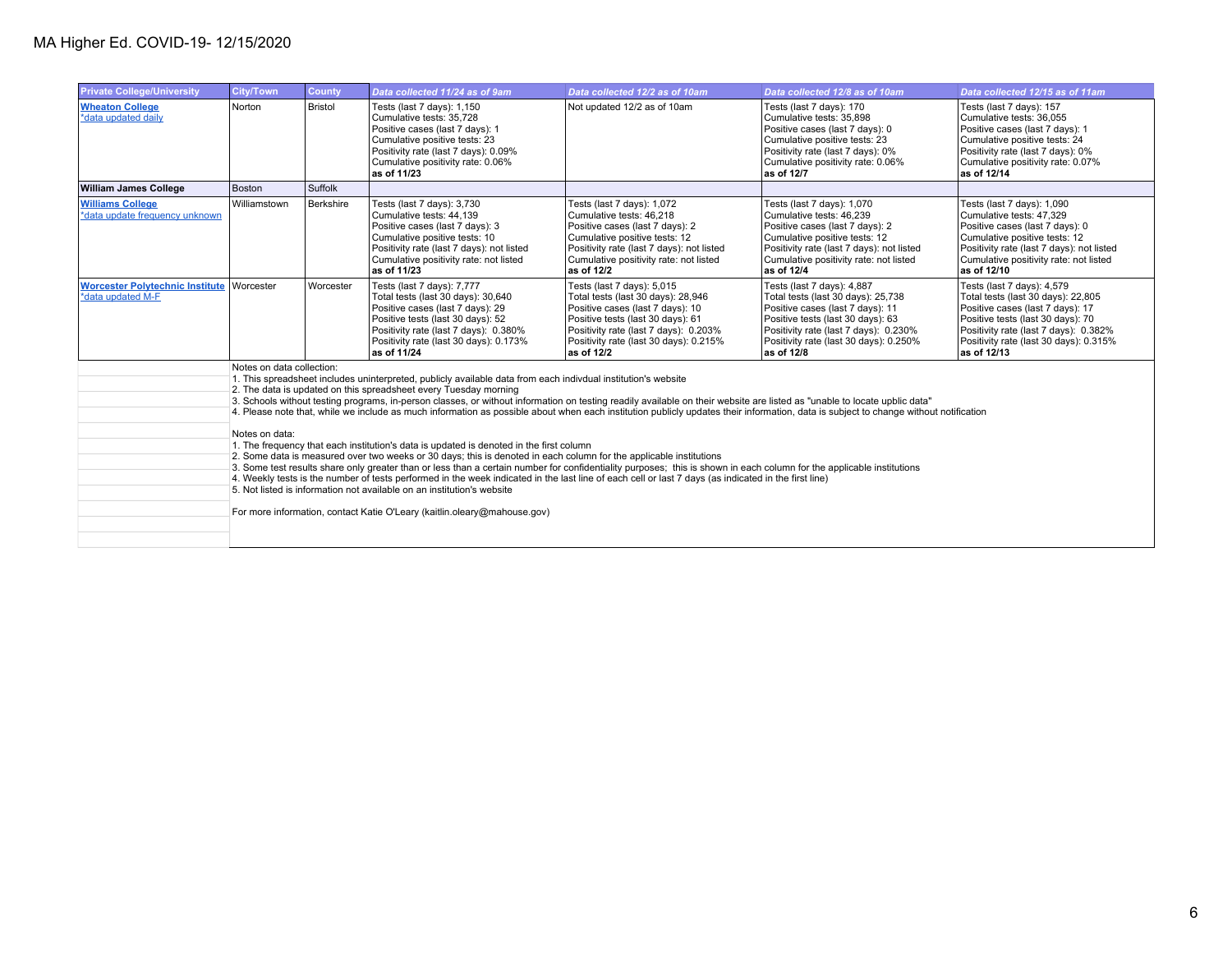MA Higher Ed. COVID-19- 12/15/2020

| Private College/University | City/Town | County | Data collected 11/24 as of 9am | Data collected 12/2 as of 10am | Data collected 12/8 as of 10am | Data collected 12/15 as of 11am |
|---|---|---|---|---|---|---|
| **Wheaton College**<br>*data updated daily | Norton | Bristol | Tests (last 7 days): 1,150<br>Cumulative tests: 35,728<br>Positive cases (last 7 days): 1<br>Cumulative positive tests: 23<br>Positivity rate (last 7 days): 0.09%<br>Cumulative positivity rate: 0.06%<br>**as of 11/23** | Not updated 12/2 as of 10am | Tests (last 7 days): 170<br>Cumulative tests: 35,898<br>Positive cases (last 7 days): 0<br>Cumulative positive tests: 23<br>Positivity rate (last 7 days): 0%<br>Cumulative positivity rate: 0.06%<br>**as of 12/7** | Tests (last 7 days): 157<br>Cumulative tests: 36,055<br>Positive cases (last 7 days): 1<br>Cumulative positive tests: 24<br>Positivity rate (last 7 days): 0%<br>Cumulative positivity rate: 0.07%<br>**as of 12/14** |
| **William James College** | Boston | Suffolk | | | | |
| **Williams College**<br>*data update frequency unknown | Williamstown | Berkshire | Tests (last 7 days): 3,730<br>Cumulative tests: 44,139<br>Positive cases (last 7 days): 3<br>Cumulative positive tests: 10<br>Positivity rate (last 7 days): not listed<br>Cumulative positivity rate: not listed<br>**as of 11/23** | Tests (last 7 days): 1,072<br>Cumulative tests: 46,218<br>Positive cases (last 7 days): 2<br>Cumulative positive tests: 12<br>Positivity rate (last 7 days): not listed<br>Cumulative positivity rate: not listed<br>**as of 12/2** | Tests (last 7 days): 1,070<br>Cumulative tests: 46,239<br>Positive cases (last 7 days): 2<br>Cumulative positive tests: 12<br>Positivity rate (last 7 days): not listed<br>Cumulative positivity rate: not listed<br>**as of 12/4** | Tests (last 7 days): 1,090<br>Cumulative tests: 47,329<br>Positive cases (last 7 days): 0<br>Cumulative positive tests: 12<br>Positivity rate (last 7 days): not listed<br>Cumulative positivity rate: not listed<br>**as of 12/10** |
| **Worcester Polytechnic Institute**<br>*data updated M-F | Worcester | Worcester | Tests (last 7 days): 7,777<br>Total tests (last 30 days): 30,640<br>Positive cases (last 7 days): 29<br>Positive tests (last 30 days): 52<br>Positivity rate (last 7 days): 0.380%<br>Positivity rate (last 30 days): 0.173%<br>**as of 11/24** | Tests (last 7 days): 5,015<br>Total tests (last 30 days): 28,946<br>Positive cases (last 7 days): 10<br>Positive tests (last 30 days): 61<br>Positivity rate (last 7 days): 0.203%<br>Positivity rate (last 30 days): 0.215%<br>**as of 12/2** | Tests (last 7 days): 4,887<br>Total tests (last 30 days): 25,738<br>Positive cases (last 7 days): 11<br>Positive tests (last 30 days): 63<br>Positivity rate (last 7 days): 0.230%<br>Positivity rate (last 30 days): 0.250%<br>**as of 12/8** | Tests (last 7 days): 4,579<br>Total tests (last 30 days): 22,805<br>Positive cases (last 7 days): 17<br>Positive tests (last 30 days): 70<br>Positivity rate (last 7 days): 0.382%<br>Positivity rate (last 30 days): 0.315%<br>**as of 12/13** |

Notes on data collection:
1. This spreadsheet includes uninterpreted, publicly available data from each indivdual institution's website
2. The data is updated on this spreadsheet every Tuesday morning
3. Schools without testing programs, in-person classes, or without information on testing readily available on their website are listed as "unable to locate upblic data"
4. Please note that, while we include as much information as possible about when each institution publicly updates their information, data is subject to change without notification

Notes on data:
1. The frequency that each institution's data is updated is denoted in the first column
2. Some data is measured over two weeks or 30 days; this is denoted in each column for the applicable institutions
3. Some test results share only greater than or less than a certain number for confidentiality purposes; this is shown in each column for the applicable institutions
4. Weekly tests is the number of tests performed in the week indicated in the last line of each cell or last 7 days (as indicated in the first line)
5. Not listed is information not available on an institution's website

For more information, contact Katie O'Leary (kaitlin.oleary@mahouse.gov)